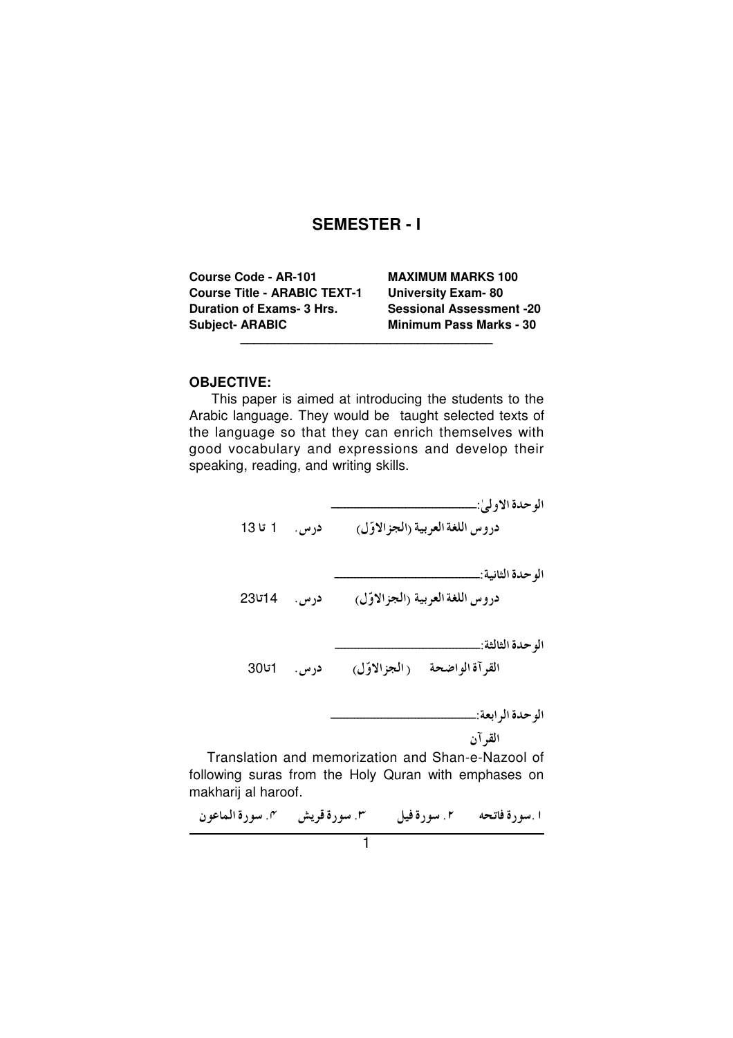# SEMESTER - I

| | |
|---|---|
| **Course Code - AR-101** | **MAXIMUM MARKS 100** |
| **Course Title - ARABIC TEXT-1** | **University Exam- 80** |
| **Duration of Exams- 3 Hrs.** | **Sessional Assessment -20** |
| **Subject- ARABIC** | **Minimum Pass Marks - 30** |

---

**OBJECTIVE:**

This paper is aimed at introducing the students to the Arabic language. They would be taught selected texts of the language so that they can enrich themselves with good vocabulary and expressions and develop their speaking, reading, and writing skills.

**الوحدة الاولیٰ:**

دروس اللغة العربية (الجزالاوّل)    درس. 1 تا 13

**الوحدة الثانية:**

دروس اللغة العربية (الجزالاوّل)    درس. 14تا23

**الوحدة الثالثة:**

القرآة الواضحة (الجزالاوّل)    درس. 1تا30

**الوحدة الرابعة:**

القرآن

Translation and memorization and Shan-e-Nazool of following suras from the Holy Quran with emphases on makharij al haroof.

١.سورة فاتحه    ٢. سورة فيل    ٣. سورة قريش    ٤. سورة الماعون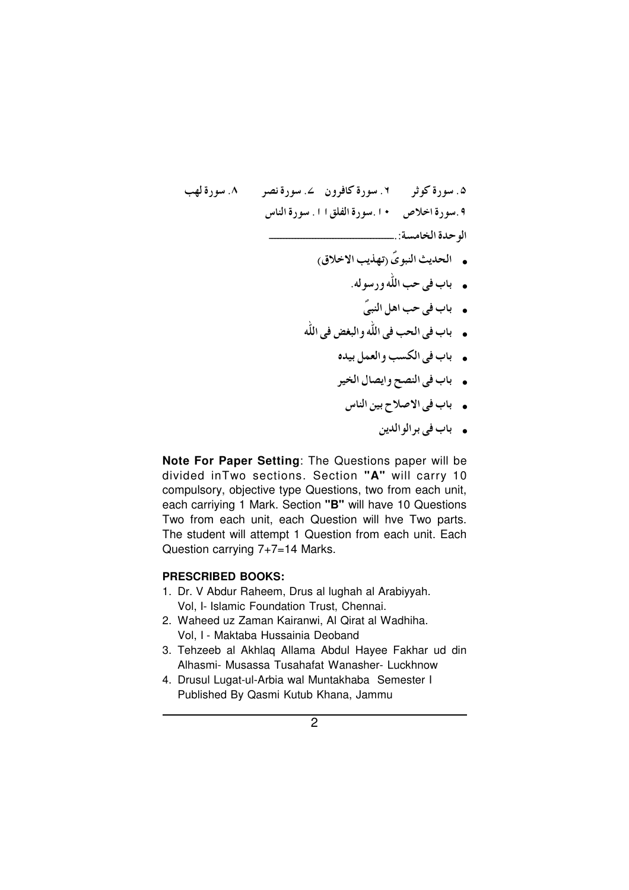۵. سورة كوثر ٦. سورة كافرون ٧. سورة نصر ٨. سورة لهب

٩. سورة اخلاص ١٠. سورة الفلق ١١. سورة الناس

الوحدة الخامسة: ـــــــــــــــــــــــــ

- الحديث النبوىؐ (تهذيب الاخلاق)
- باب فى حب الله ورسوله.
- باب فى حب اهل النبىؐ
- باب فى الحب فى الله والبغض فى الله
- باب فى الكسب والعمل بيده
- باب فى النصح وايصال الخير
- باب فى الاصلاح بين الناس
- باب فى برالوالدين

**Note For Paper Setting**: The Questions paper will be divided inTwo sections. Section **"A"** will carry 10 compulsory, objective type Questions, two from each unit, each carriying 1 Mark. Section **"B"** will have 10 Questions Two from each unit, each Question will hve Two parts. The student will attempt 1 Question from each unit. Each Question carrying 7+7=14 Marks.

**PRESCRIBED BOOKS:**

1. Dr. V Abdur Raheem, Drus al lughah al Arabiyyah. Vol, I- Islamic Foundation Trust, Chennai.
2. Waheed uz Zaman Kairanwi, Al Qirat al Wadhiha. Vol, I - Maktaba Hussainia Deoband
3. Tehzeeb al Akhlaq Allama Abdul Hayee Fakhar ud din Alhasmi- Musassa Tusahafat Wanasher- Luckhnow
4. Drusul Lugat-ul-Arbia wal Muntakhaba Semester I Published By Qasmi Kutub Khana, Jammu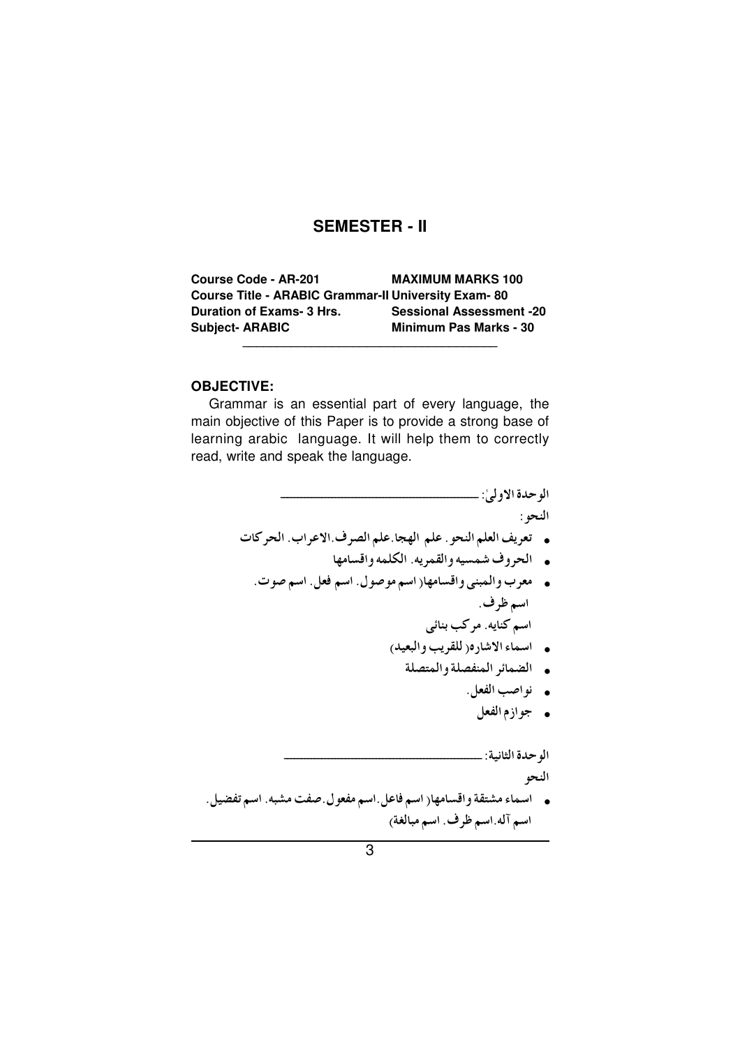# SEMESTER - II

| | |
|---|---|
| **Course Code - AR-201** | **MAXIMUM MARKS 100** |
| **Course Title - ARABIC Grammar-II** | **University Exam- 80** |
| **Duration of Exams- 3 Hrs.** | **Sessional Assessment -20** |
| **Subject- ARABIC** | **Minimum Pas Marks - 30** |

### OBJECTIVE:

Grammar is an essential part of every language, the main objective of this Paper is to provide a strong base of learning arabic language. It will help them to correctly read, write and speak the language.

الوحدة الاولىٰ: ___________________________

النحو:

- تعريف العلم النحو. علم الهجا.علم الصرف.الاعراب. الحركات
- الحروف شمسيه والقمريه. الكلمه واقسامها
- معرب والمبنى واقسامها( اسم موصول. اسم فعل. اسم صوت. اسم ظرف.
اسم كنايه. مركب بنائى
- اسماء الاشاره( للقريب والبعيد)
- الضمائر المنفصلة والمتصلة
- نواصب الفعل.
- جوازم الفعل

الوحدة الثانية: ___________________________

النحو

- اسماء مشتقة واقسامها( اسم فاعل.اسم مفعول.صفت مشبه. اسم تفضيل.
اسم آله.اسم ظرف. اسم مبالغة)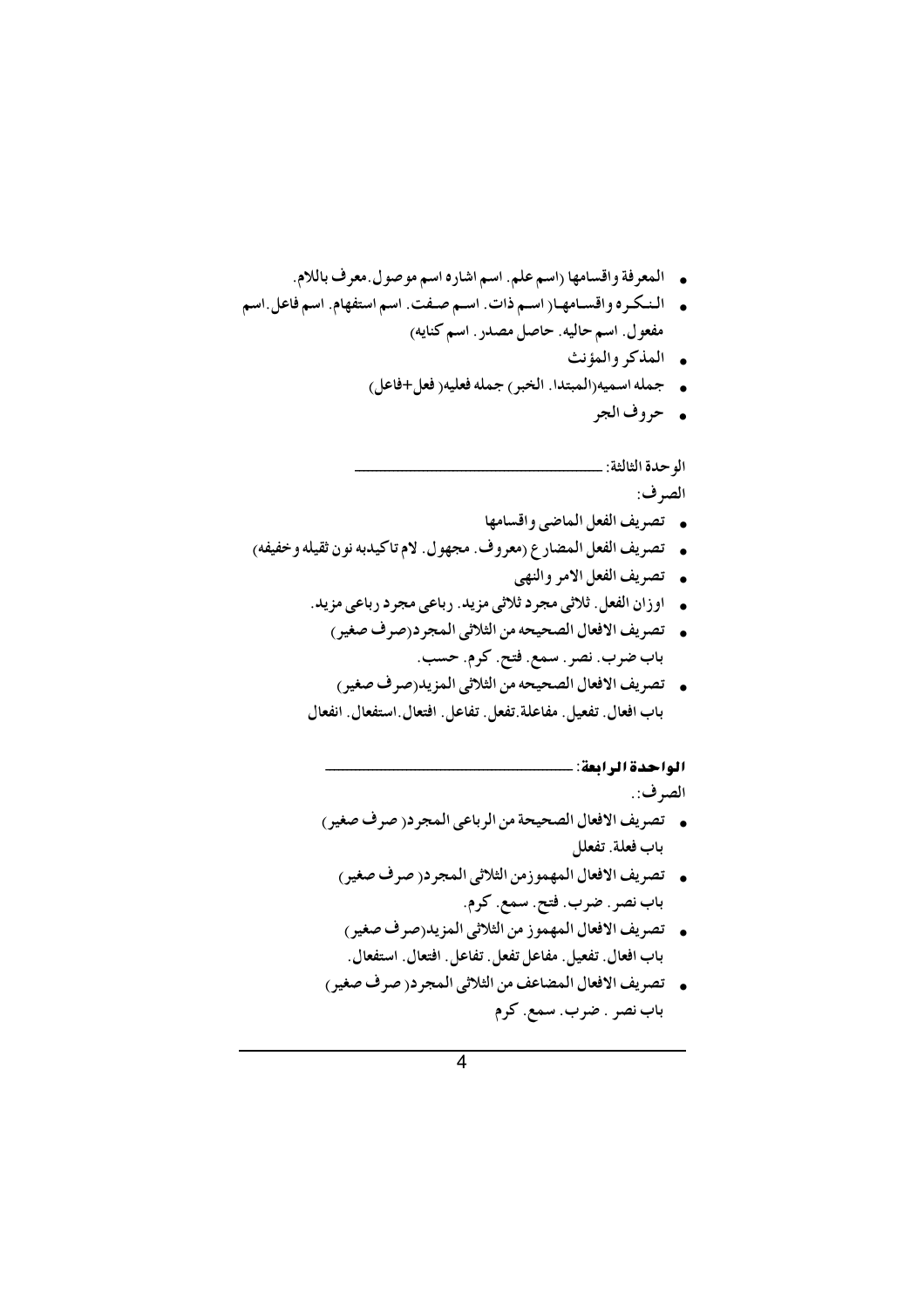- المعرفة واقسامها (اسم علم. اسم اشاره اسم موصول.معرف باللام.
- النكره واقسامها( اسم ذات. اسم صفت. اسم استفهام. اسم فاعل.اسم مفعول. اسم حاليه. حاصل مصدر. اسم كنايه)
- المذكر والمؤنث
- جمله اسميه(المبتدا. الخبر) جمله فعليه( فعل+فاعل)
- حروف الجر

الوحدة الثالثة: ______________________

الصرف:

- تصريف الفعل الماضی واقسامها
- تصريف الفعل المضارع (معروف. مجهول. لام تاكيدبه نون ثقيله وخفيفه)
- تصريف الفعل الامر والنهی
- اوزان الفعل. ثلاثی مجرد ثلاثی مزيد. رباعی مجرد رباعی مزيد.
- تصريف الافعال الصحيحه من الثلاثی المجرد(صرف صغير)
  باب ضرب. نصر. سمع. فتح. كرم. حسب.
- تصريف الافعال الصحيحه من الثلاثی المزيد(صرف صغير)
  باب افعال. تفعيل. مفاعلة.تفعل. تفاعل. افتعال.استفعال. انفعال

***الواحدة الرابعة***: ______________________

الصرف:.

- تصريف الافعال الصحيحة من الرباعی المجرد( صرف صغير)
  باب فعلة. تفعلل
- تصريف الافعال المهموزمن الثلاثی المجرد( صرف صغير)
  باب نصر. ضرب. فتح. سمع. كرم.
- تصريف الافعال المهموز من الثلاثی المزيد(صرف صغير)
  باب افعال. تفعيل. مفاعل تفعل. تفاعل. افتعال. استفعال.
- تصريف الافعال المضاعف من الثلاثی المجرد( صرف صغير)
  باب نصر . ضرب. سمع. كرم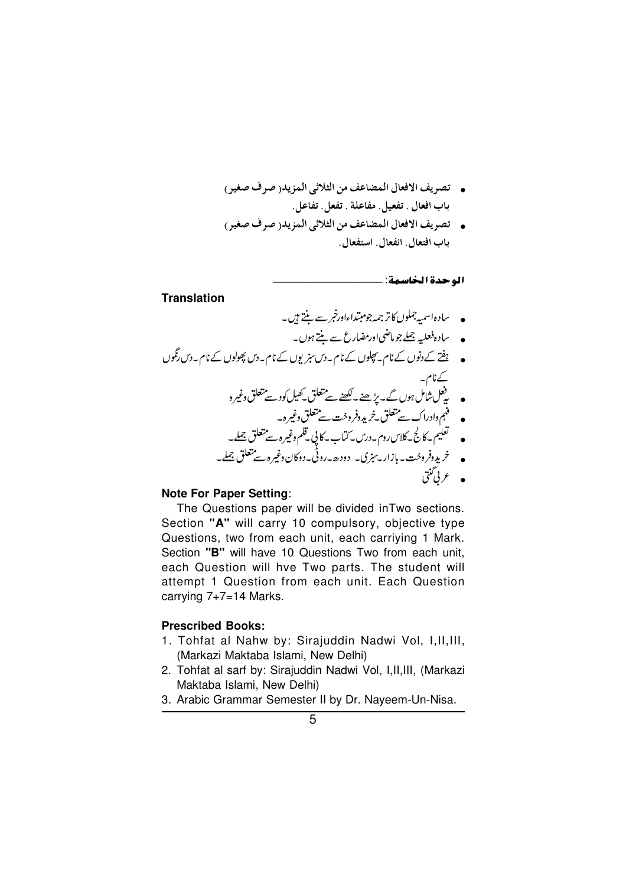- تصريف الافعال المضاعف من الثلاثي المزيد (صرف صغير)
  باب افعال . تفعيل . مفاعلة . تفعل . تفاعل .
- تصريف الافعال المضاعف من الثلاثي المزيد (صرف صغير)
  باب افتعال . انفعال . استفعال .

### الوحدة الخامسة: ________________

**Translation**

- سادہ اسمیہ جملوں کا ترجمہ جو مبتداء اور خبر سے بنتے ہیں۔
- سادہ فعلیہ جملے جو ماضی اور مضارع سے بنتے ہوں۔
- ہفتے کے دنوں کے نام۔ پھلوں کے نام۔ دس سبزیوں کے نام۔ دس پھولوں کے نام۔ دس رنگوں کے نام۔
- یہ فعل شامل ہوں گے۔ پڑھنے۔ لکھنے سے متعلق۔ کھیل کود سے متعلق وغیرہ
- فہم وادراک سے متعلق۔ خرید وفروخت سے متعلق وغیرہ۔
- تعلیم۔ کالج۔ کلاس روم۔ درس۔ کتاب۔ کاپی۔ قلم وغیرہ سے متعلق جملے۔
- خرید وفروخت۔ بازار۔ سبزی۔ دودھ۔ روٹی۔ دوکان وغیرہ سے متعلق جملے۔
- عربی گنتی

**Note For Paper Setting**:

The Questions paper will be divided inTwo sections. Section **"A"** will carry 10 compulsory, objective type Questions, two from each unit, each carriying 1 Mark. Section **"B"** will have 10 Questions Two from each unit, each Question will hve Two parts. The student will attempt 1 Question from each unit. Each Question carrying 7+7=14 Marks.

**Prescribed Books:**

1. Tohfat al Nahw by: Sirajuddin Nadwi Vol, I,II,III, (Markazi Maktaba Islami, New Delhi)
2. Tohfat al sarf by: Sirajuddin Nadwi Vol, I,II,III, (Markazi Maktaba Islami, New Delhi)
3. Arabic Grammar Semester II by Dr. Nayeem-Un-Nisa.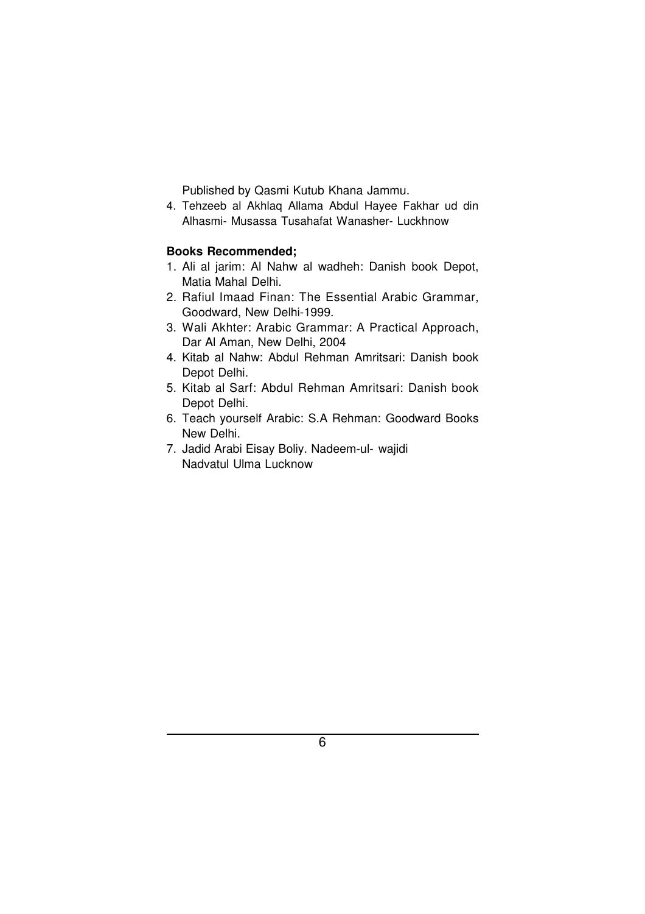Published by Qasmi Kutub Khana Jammu.

4. Tehzeeb al Akhlaq Allama Abdul Hayee Fakhar ud din Alhasmi- Musassa Tusahafat Wanasher- Luckhnow

**Books Recommended;**

1. Ali al jarim: Al Nahw al wadheh: Danish book Depot, Matia Mahal Delhi.
2. Rafiul Imaad Finan: The Essential Arabic Grammar, Goodward, New Delhi-1999.
3. Wali Akhter: Arabic Grammar: A Practical Approach, Dar Al Aman, New Delhi, 2004
4. Kitab al Nahw: Abdul Rehman Amritsari: Danish book Depot Delhi.
5. Kitab al Sarf: Abdul Rehman Amritsari: Danish book Depot Delhi.
6. Teach yourself Arabic: S.A Rehman: Goodward Books New Delhi.
7. Jadid Arabi Eisay Boliy. Nadeem-ul- wajidi Nadvatul Ulma Lucknow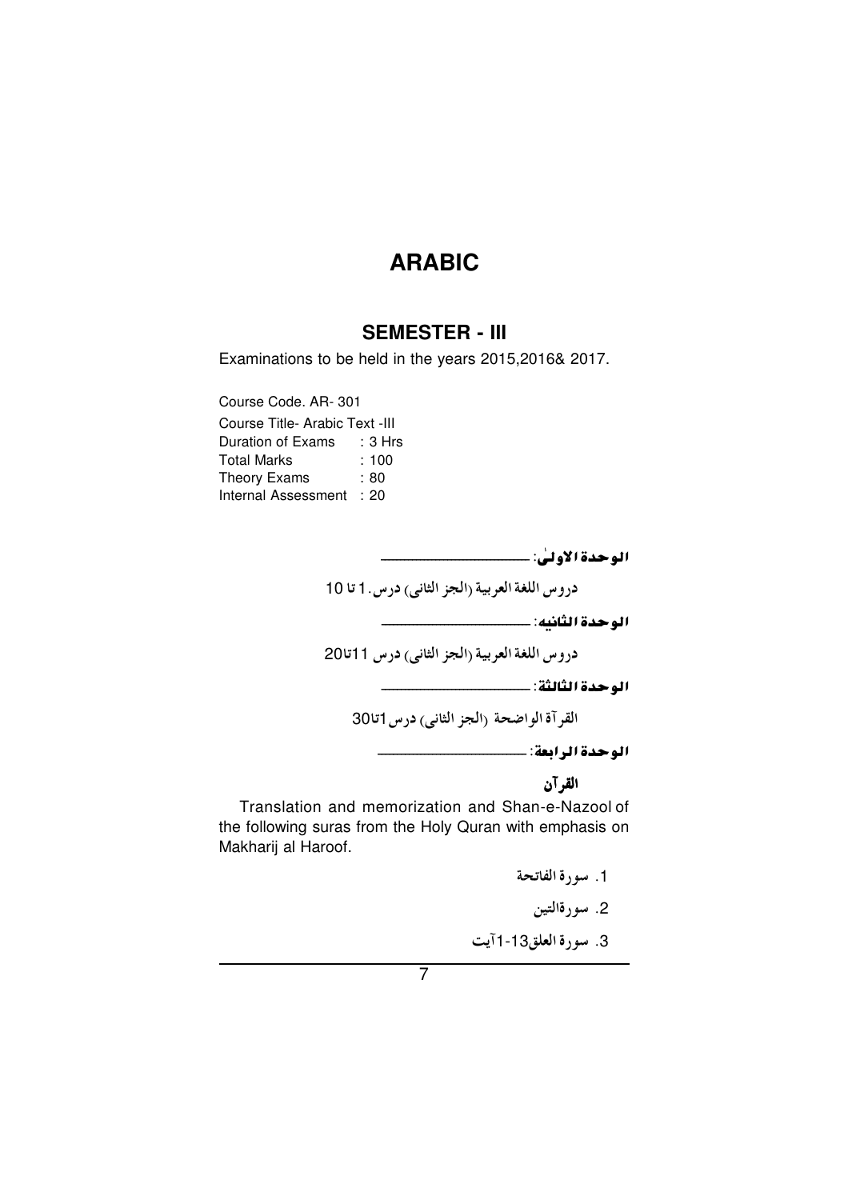# ARABIC

## SEMESTER - III

Examinations to be held in the years 2015,2016& 2017.

Course Code. AR- 301
Course Title- Arabic Text -III
Duration of Exams : 3 Hrs
Total Marks : 100
Theory Exams : 80
Internal Assessment : 20

**الوحدة الاولیٰ: ——————**

دروس اللغة العربیة (الجز الثانی) درس.1 تا 10

**الوحدة الثانیه: ——————**

دروس اللغة العربیة (الجز الثانی) درس 11تا20

**الوحدة الثالثة: ——————**

القرآة الواضحة (الجز الثانی) درس1تا30

**الوحدة الرابعة: ——————**

**القرآن**

Translation and memorization and Shan-e-Nazool of the following suras from the Holy Quran with emphasis on Makharij al Haroof.

1. سورة الفاتحة
2. سورةالتین
3. سورة العلق13-1آیت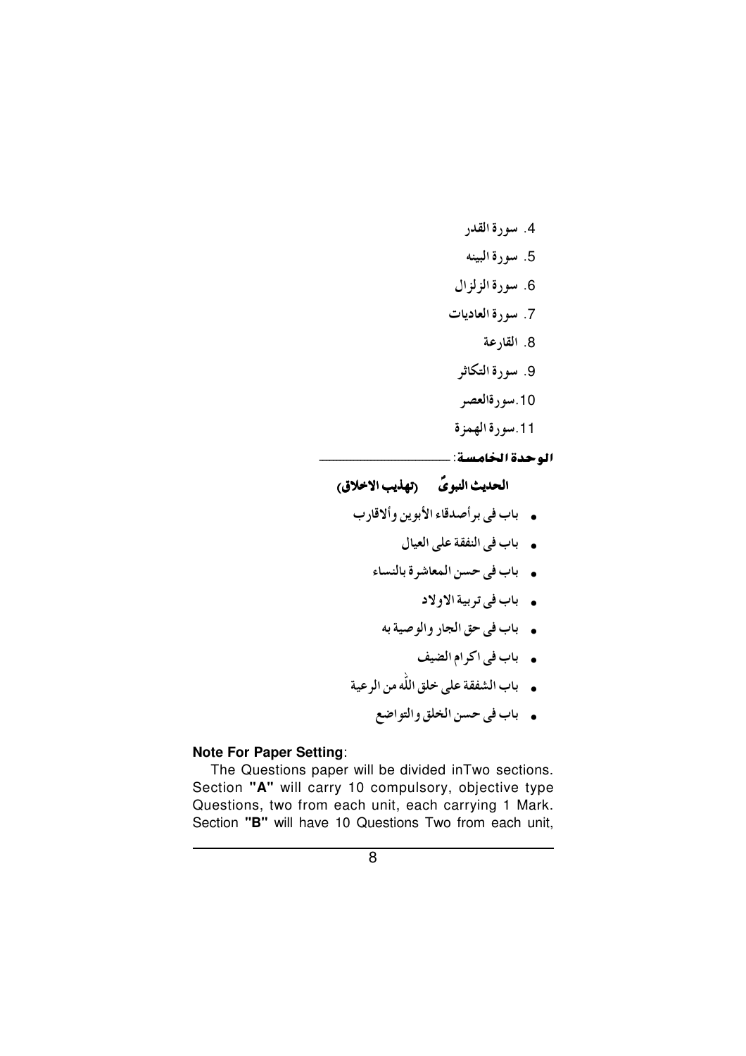4. سورة القدر
5. سورة البينه
6. سورة الزلزال
7. سورة العاديات
8. القارعة
9. سورة التكاثر
10. سورةالعصر
11. سورة الهمزة

**الوحدة الخامسة**: ______________

**الحديث النبوىؐ (تهذيب الاخلاق)**

- باب فی برأصدقاء الأبوين وألاقارب
- باب فی النفقة علی العيال
- باب فی حسن المعاشرة بالنساء
- باب فی تربية الاولاد
- باب فی حق الجار والوصية به
- باب فی اكرام الضيف
- باب الشفقة علی خلق اللّٰه من الرعية
- باب فی حسن الخلق والتواضع

**Note For Paper Setting**:

The Questions paper will be divided inTwo sections. Section **"A"** will carry 10 compulsory, objective type Questions, two from each unit, each carrying 1 Mark. Section **"B"** will have 10 Questions Two from each unit,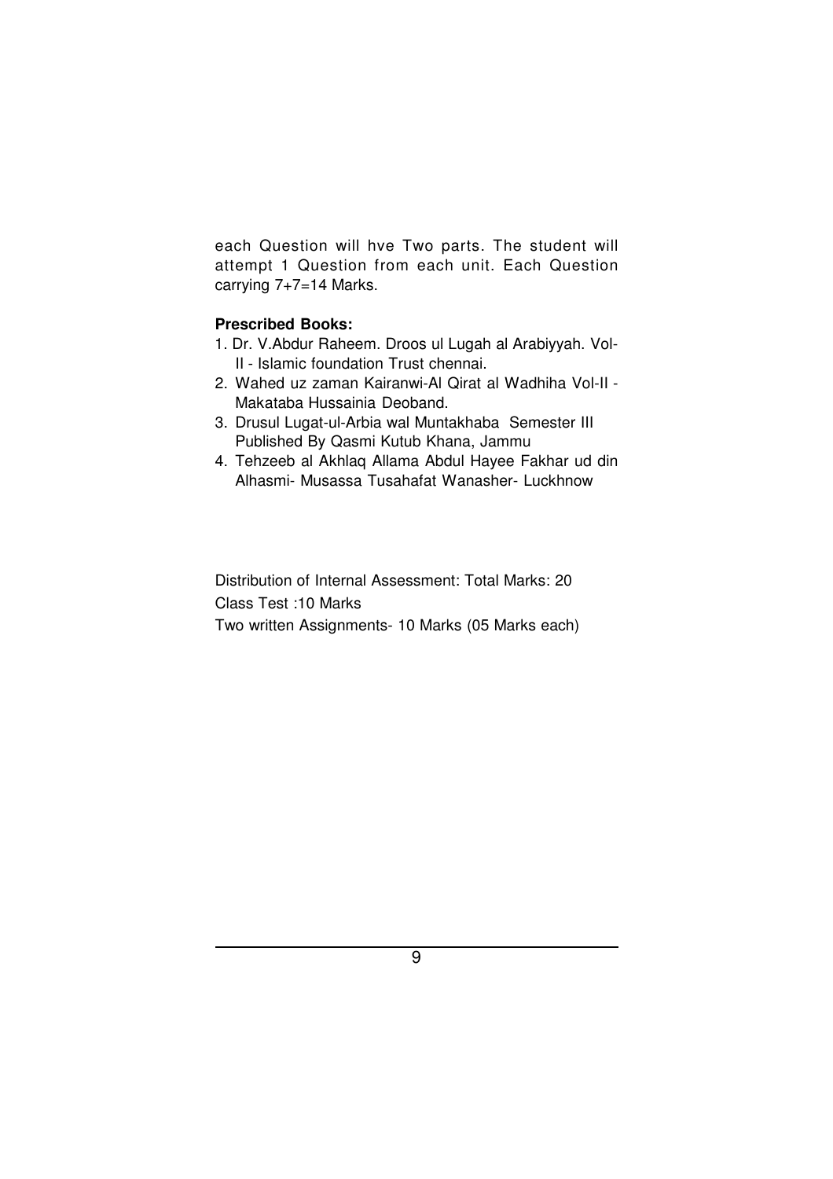each Question will hve Two parts. The student will attempt 1 Question from each unit. Each Question carrying 7+7=14 Marks.

**Prescribed Books:**

1. Dr. V.Abdur Raheem. Droos ul Lugah al Arabiyyah. Vol-II - Islamic foundation Trust chennai.
2. Wahed uz zaman Kairanwi-Al Qirat al Wadhiha Vol-II - Makataba Hussainia Deoband.
3. Drusul Lugat-ul-Arbia wal Muntakhaba Semester III Published By Qasmi Kutub Khana, Jammu
4. Tehzeeb al Akhlaq Allama Abdul Hayee Fakhar ud din Alhasmi- Musassa Tusahafat Wanasher- Luckhnow

Distribution of Internal Assessment: Total Marks: 20

Class Test :10 Marks

Two written Assignments- 10 Marks (05 Marks each)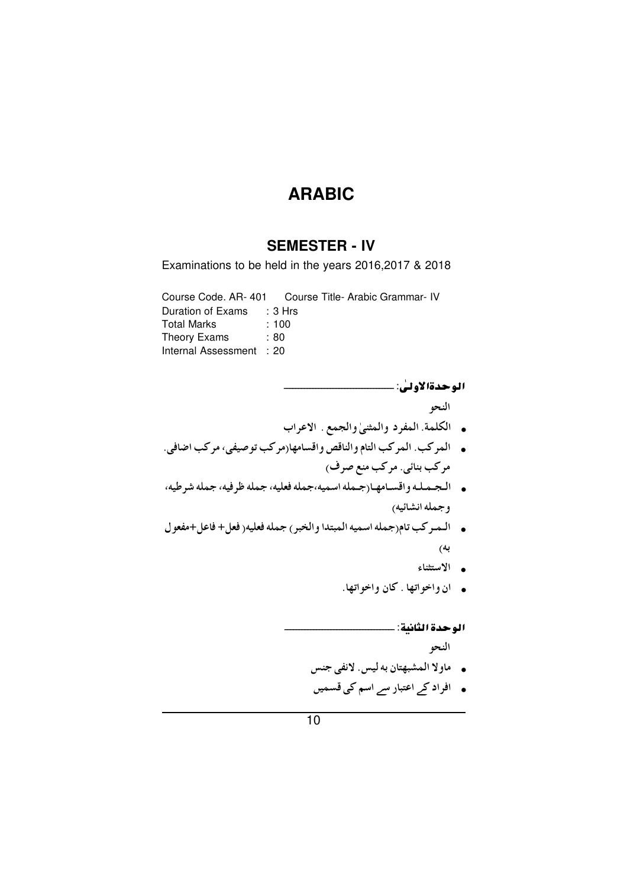# ARABIC

## SEMESTER - IV

Examinations to be held in the years 2016,2017 & 2018

Course Code. AR- 401 Course Title- Arabic Grammar- IV
Duration of Exams : 3 Hrs
Total Marks : 100
Theory Exams : 80
Internal Assessment : 20

**الوحدةالاولیٰ:** ____________________

النحو

- الکلمة. المفرد والمثنیٰ والجمع . الاعراب
- المرکب. المرکب التام والناقص واقسامها(مرکب توصیفی، مرکب اضافی. مرکب بنائی. مرکب منع صرف)
- الجملہ واقسامها(جملہ اسمیہ،جملہ فعلیہ، جملہ ظرفیہ، جملہ شرطیہ، وجملہ انشائیہ)
- المرکب تام(جملہ اسمیہ المبتدا والخبر) جملہ فعلیہ( فعل+ فاعل+مفعول بہ)
- الاستثناء
- ان واخواتها . کان واخواتها.

**الوحدة الثانية:** ____________________

النحو

- ماولا المشبهتان به لیس. لانفی جنس
- افراد کے اعتبار سے اسم کی قسمیں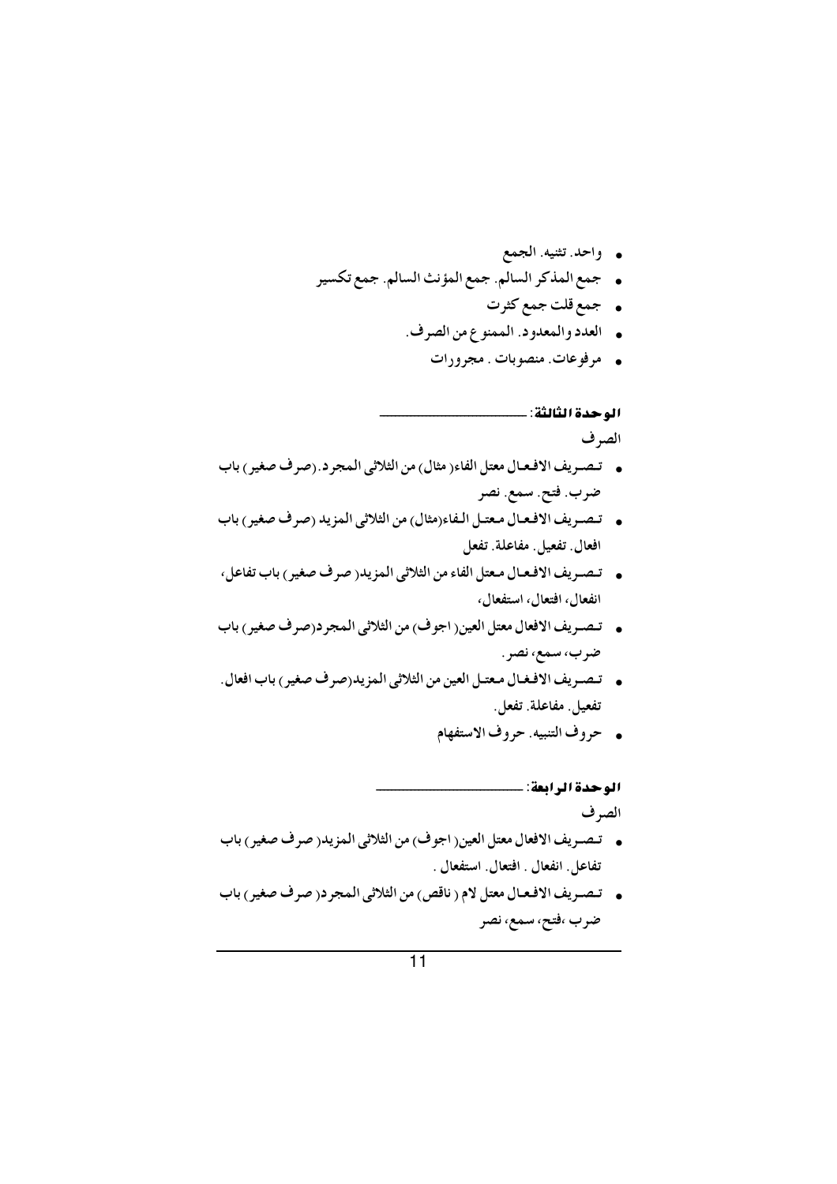- واحد. تثنیه. الجمع
- جمع المذکر السالم. جمع المؤنث السالم. جمع تکسیر
- جمع قلت جمع کثرت
- العدد والمعدود. الممنوع من الصرف.
- مرفوعات. منصوبات . مجرورات

**الوحدة الثالثة:** ________________

الصرف

- تصریف الافعال معتل الفاء( مثال) من الثلاثی المجرد.(صرف صغیر) باب ضرب. فتح. سمع. نصر
- تصریف الافعال معتل الفاء(مثال) من الثلاثی المزید (صرف صغیر) باب افعال. تفعیل. مفاعلة. تفعل
- تصریف الافعال معتل الفاء من الثلاثی المزید( صرف صغیر) باب تفاعل، انفعال، افتعال، استفعال،
- تصریف الافعال معتل العین( اجوف) من الثلاثی المجرد(صرف صغیر) باب ضرب، سمع، نصر.
- تصریف الافعال معتل العین من الثلاثی المزید(صرف صغیر) باب افعال. تفعیل. مفاعلة. تفعل.
- حروف التنبیه. حروف الاستفهام

**الوحدة الرابعة:** ________________

الصرف

- تصریف الافعال معتل العین( اجوف) من الثلاثی المزید( صرف صغیر) باب تفاعل. انفعال . افتعال. استفعال .
- تصریف الافعال معتل لام ( ناقص) من الثلاثی المجرد( صرف صغیر) باب ضرب ،فتح، سمع، نصر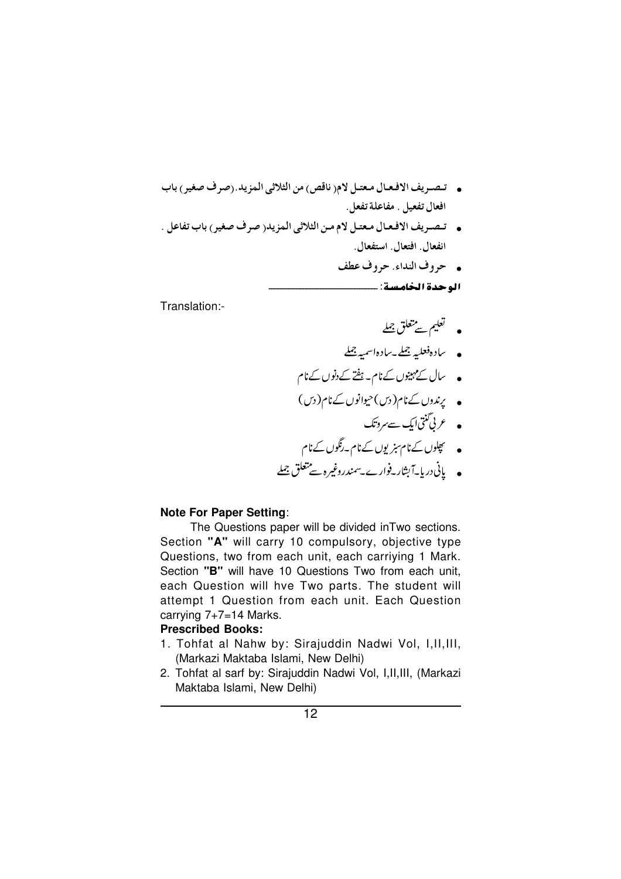- تـصـريف الافـعـال مـعتـل لام( ناقص) من الثلاثى المزيد.(صرف صغير) باب افعال تفعيل . مفاعلة تفعل.
- تـصـريف الافـعـال مـعتـل لام مـن الثلاثى المزيد( صرف صغير) باب تفاعل . انفعال. افتعال. استفعال.
- حروف النداء. حروف عطف

**الوحدة الخامسة**: ____________________

Translation:-

- تعلیم سے متعلق جملے
- سادہ فعلیہ جملے۔سادہ اسمیہ جملے
- سال کے مہینوں کے نام۔ ہفتے کے دنوں کے نام
- پرندوں کے نام(دس) حیوانوں کے نام(دس)
- عربی گنتی ایک سے سو تک
- پھلوں کے نام سبزیوں کے نام۔رنگوں کے نام
- پانی دریا۔آبشار۔فوارے۔سمندر وغیرہ سے متعلق جملے

**Note For Paper Setting**:

The Questions paper will be divided inTwo sections. Section **"A"** will carry 10 compulsory, objective type Questions, two from each unit, each carriying 1 Mark. Section **"B"** will have 10 Questions Two from each unit, each Question will hve Two parts. The student will attempt 1 Question from each unit. Each Question carrying 7+7=14 Marks.

**Prescribed Books:**

1. Tohfat al Nahw by: Sirajuddin Nadwi Vol, I,II,III, (Markazi Maktaba Islami, New Delhi)
2. Tohfat al sarf by: Sirajuddin Nadwi Vol, I,II,III, (Markazi Maktaba Islami, New Delhi)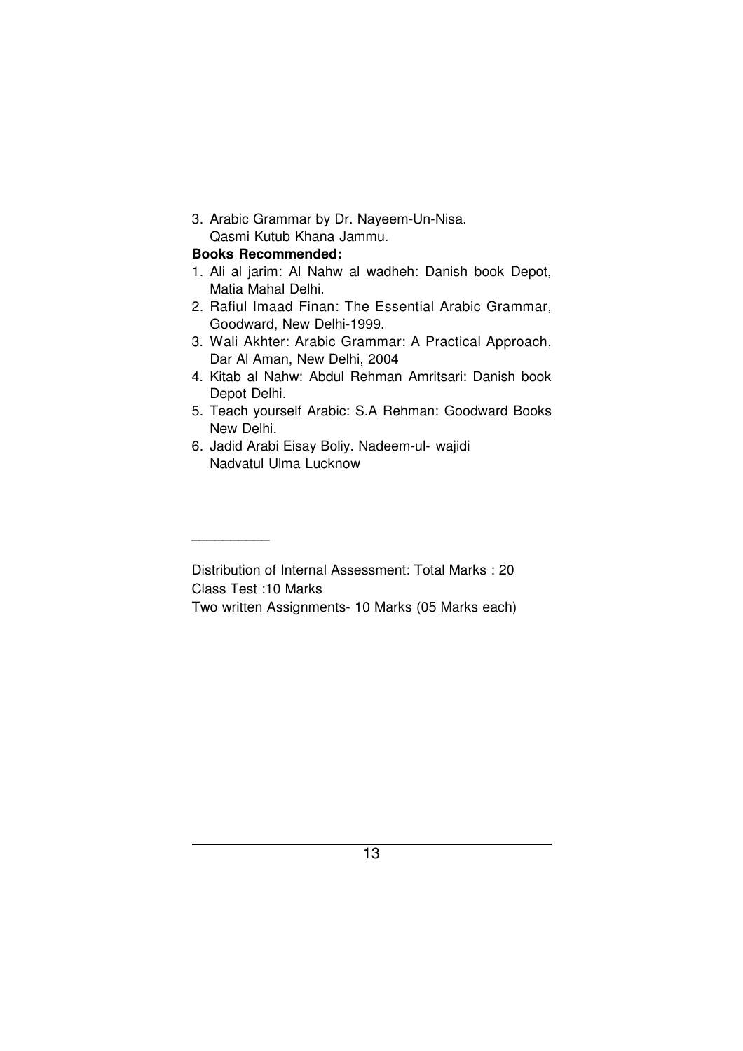3. Arabic Grammar by Dr. Nayeem-Un-Nisa.
   Qasmi Kutub Khana Jammu.

**Books Recommended:**

1. Ali al jarim: Al Nahw al wadheh: Danish book Depot, Matia Mahal Delhi.
2. Rafiul Imaad Finan: The Essential Arabic Grammar, Goodward, New Delhi-1999.
3. Wali Akhter: Arabic Grammar: A Practical Approach, Dar Al Aman, New Delhi, 2004
4. Kitab al Nahw: Abdul Rehman Amritsari: Danish book Depot Delhi.
5. Teach yourself Arabic: S.A Rehman: Goodward Books New Delhi.
6. Jadid Arabi Eisay Boliy. Nadeem-ul- wajidi
   Nadvatul Ulma Lucknow

---

Distribution of Internal Assessment: Total Marks : 20

Class Test :10 Marks

Two written Assignments- 10 Marks (05 Marks each)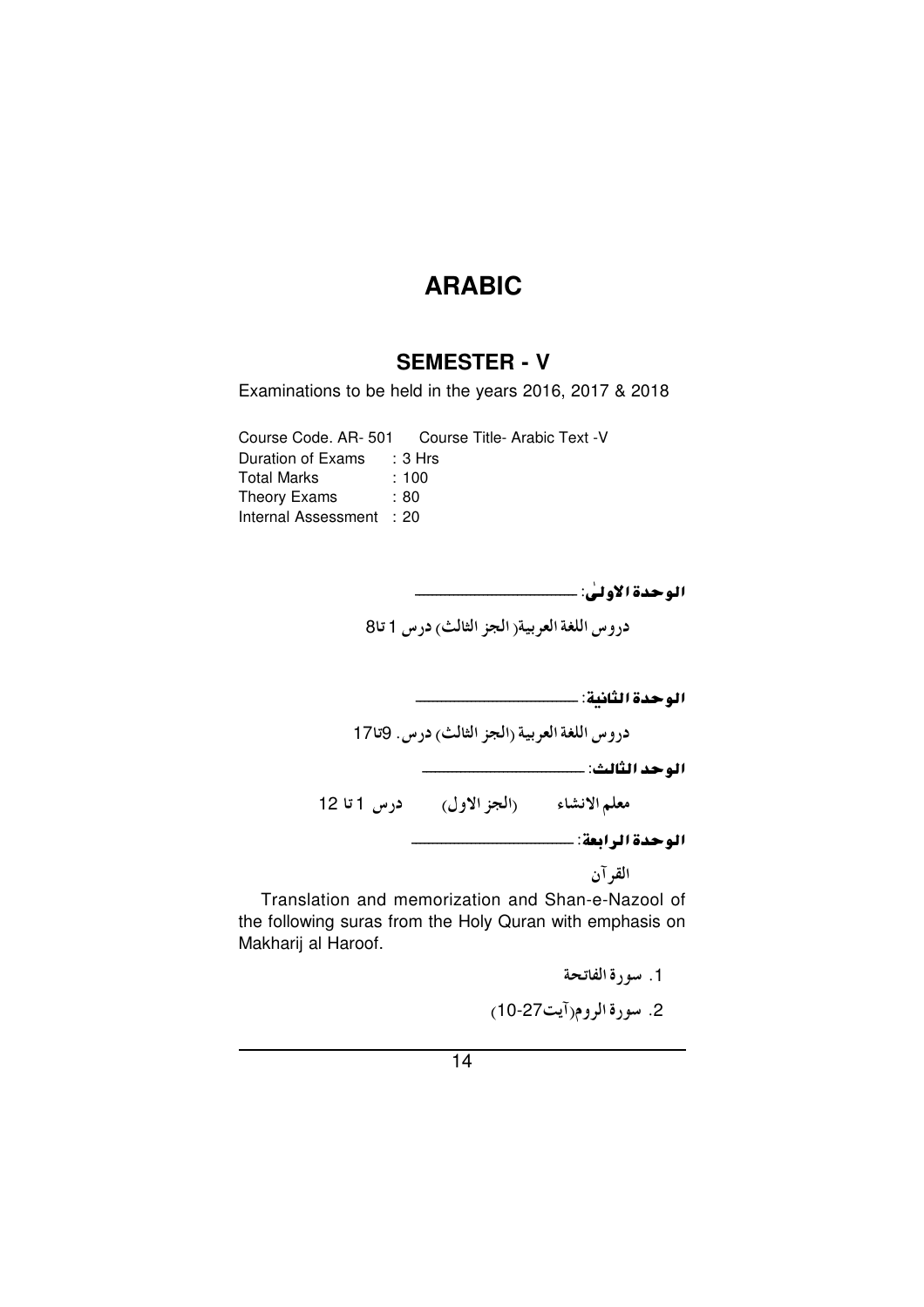# ARABIC

## SEMESTER - V

Examinations to be held in the years 2016, 2017 & 2018

Course Code. AR- 501  Course Title- Arabic Text -V
Duration of Exams : 3 Hrs
Total Marks : 100
Theory Exams : 80
Internal Assessment : 20

**الوحدة الاولیٰ**: ____________________

دروس اللغة العربية( الجز الثالث) درس 1 تا8

**الوحدة الثانية**: ____________________

دروس اللغة العربية (الجز الثالث) درس. 9تا17

**الوحد الثالث**: ____________________

معلم الانشاء (الجز الاول) درس 1 تا 12

**الوحدة الرابعة**: ____________________

القرآن

Translation and memorization and Shan-e-Nazool of the following suras from the Holy Quran with emphasis on Makharij al Haroof.

1. سورة الفاتحة
2. سورة الروم(آیت27-10)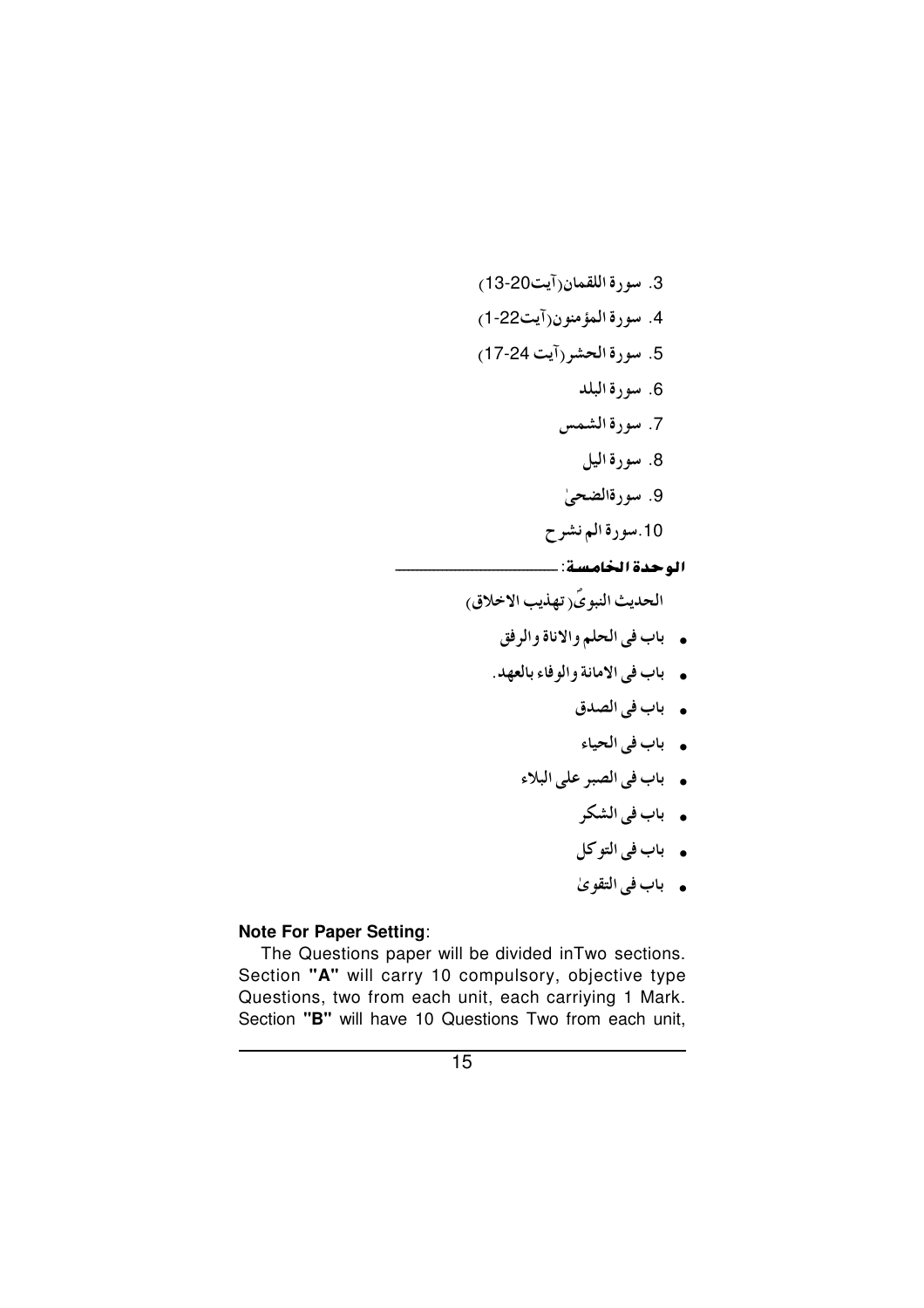3. سورة اللقمان(آیت20-13)
4. سورة المؤمنون(آیت22-1)
5. سورة الحشر(آیت 24-17)
6. سورة البلد
7. سورة الشمس
8. سورة الیل
9. سورةالضحیٰ
10. سورة الم نشرح

**الوحدة الخامسة**: ____________

الحدیث النبویؐ(تهذیب الاخلاق)

- باب فی الحلم والاناة والرفق
- باب فی الامانة والوفاء بالعهد.
- باب فی الصدق
- باب فی الحیاء
- باب فی الصبر علی البلاء
- باب فی الشکر
- باب فی التوکل
- باب فی التقویٰ

**Note For Paper Setting**:

The Questions paper will be divided inTwo sections. Section **"A"** will carry 10 compulsory, objective type Questions, two from each unit, each carriying 1 Mark. Section **"B"** will have 10 Questions Two from each unit,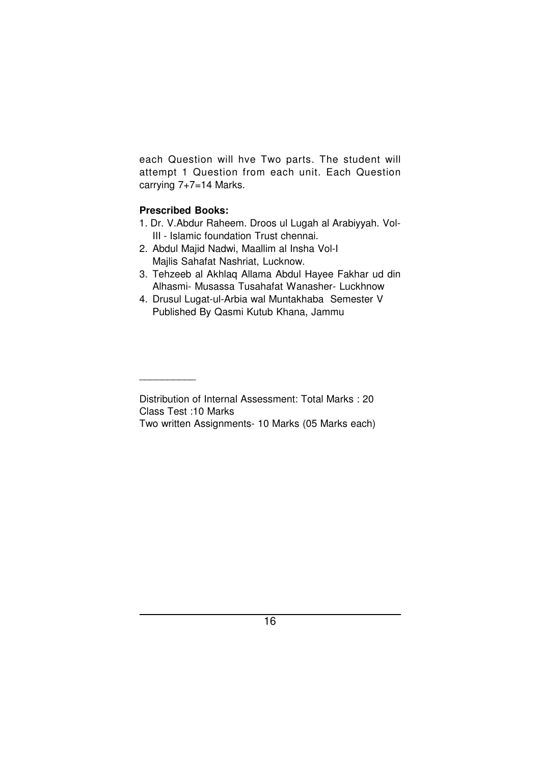each Question will hve Two parts. The student will attempt 1 Question from each unit. Each Question carrying 7+7=14 Marks.

**Prescribed Books:**

1. Dr. V.Abdur Raheem. Droos ul Lugah al Arabiyyah. Vol-III - Islamic foundation Trust chennai.
2. Abdul Majid Nadwi, Maallim al Insha Vol-I Majlis Sahafat Nashriat, Lucknow.
3. Tehzeeb al Akhlaq Allama Abdul Hayee Fakhar ud din Alhasmi- Musassa Tusahafat Wanasher- Luckhnow
4. Drusul Lugat-ul-Arbia wal Muntakhaba Semester V Published By Qasmi Kutub Khana, Jammu

---

Distribution of Internal Assessment: Total Marks : 20
Class Test :10 Marks
Two written Assignments- 10 Marks (05 Marks each)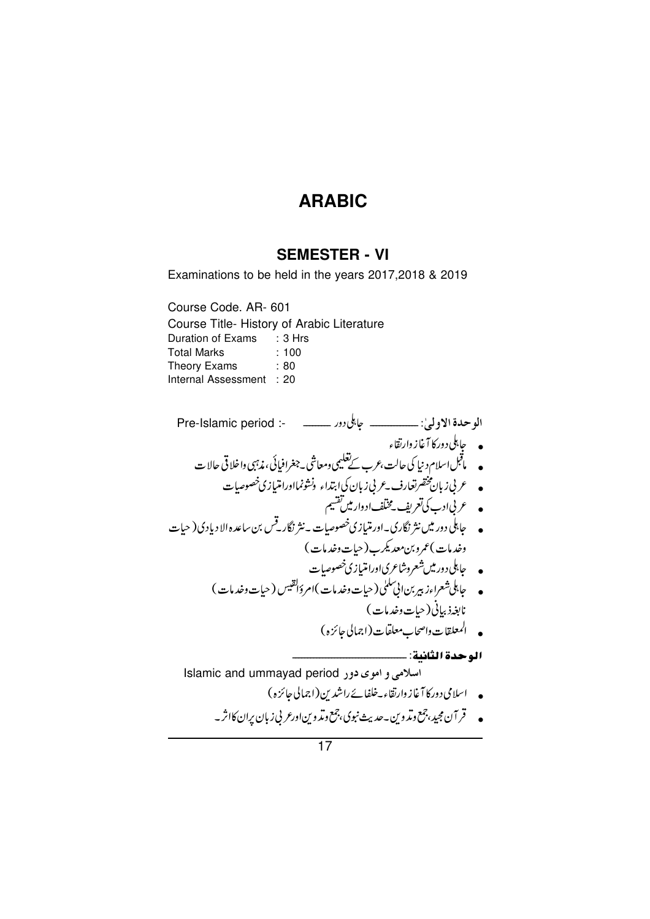# ARABIC

## SEMESTER - VI

Examinations to be held in the years 2017,2018 & 2019

Course Code. AR- 601
Course Title- History of Arabic Literature
Duration of Exams : 3 Hrs
Total Marks : 100
Theory Exams : 80
Internal Assessment : 20

الوحدة الاولیٰ: ــــــــــ جاہلی دور ـــــ Pre-Islamic period :-

- جاہلی دور کا آغاز وارتقاء
- ماقبل اسلام دنیا کی حالت، عرب کے تعلیمی ومعاشی۔جغرافیائی، مذہبی واخلاقی حالات
- عربی زبان مختصر تعارف۔عربی زبان کی ابتداء ونشونما اور امتیازی خصوصیات
- عربی ادب کی تعریف۔مختلف ادوار میں تقسیم
- جاہلی دور میں نثر نگاری۔اور متیازی خصوصیات۔نثر نگار۔قس بن ساعدہ الادیادی (حیات وخدمات) عمرو بن معدیکرب (حیات وخدمات)
- جاہلی دور میں شعر وشاعری اور امتیازی خصوصیات
- جاہلی شعراء زہیر بن ابی سلمٰی (حیات وخدمات) امرؤالقیس (حیات وخدمات) نابغہ ذبیانی (حیات وخدمات)
- المعلقات واصحاب معلقات (اجمالی جائزہ)

**الوحدة الثانية**: ــــــــــــــــ

اسلامی و اموی دور Islamic and ummayad period

- اسلامی دور کا آغاز وارتقاء۔خلفائے راشدین (اجمالی جائزہ)
- قرآن مجید، جمع وتدوین۔حدیث نبوی، جمع وتدوین اور عربی زبان پر ان کا اثر۔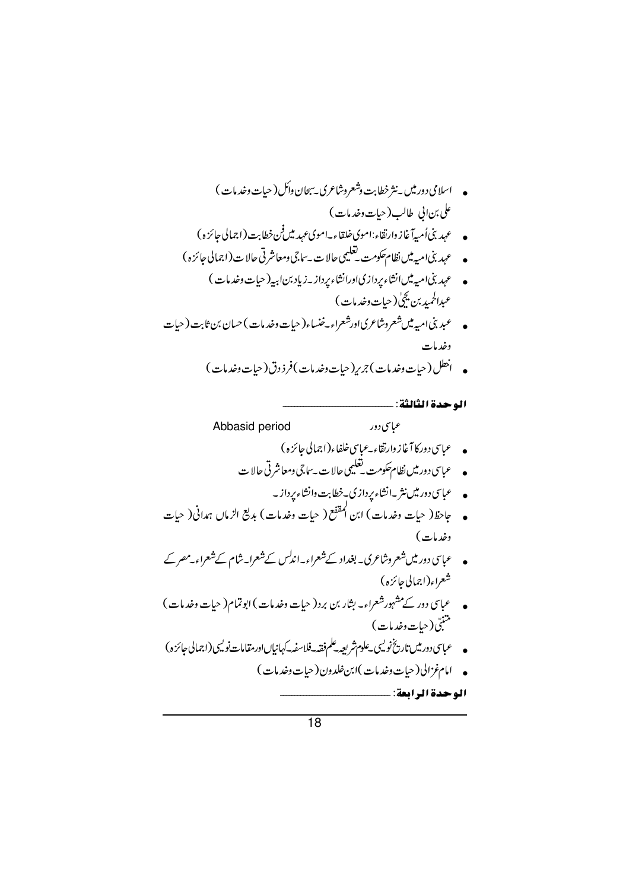- اسلامی دور میں ۔نثر خطابت وشعر وشاعری۔سحبان وائل (حیات وخدمات)
  علی بن ابی طالب (حیات وخدمات)
- عہد بنی اُمیہ آغاز وارتقاء: اموی خلفاء۔اموی عہد میں فن خطابت (اجمالی جائزہ)
- عہد بنی امیہ میں نظام حکومت۔تعلیمی حالات۔سماجی ومعاشرتی حالات (اجمالی جائزہ)
- عہد بنی امیہ میں انشاء پردازی اور انشاء پرداز۔زیاد بن ابیہ (حیات وخدمات)
  عبدالحمید بن یحییٰ (حیات وخدمات)
- عہد بنی امیہ میں شعر وشاعری اور شعراء۔خنساء (حیات وخدمات) حسان بن ثابت (حیات وخدمات
- اخطل (حیات وخدمات) جریر (حیات وخدمات) فرزدق (حیات وخدمات)

**الوحدة الثالثة: \_\_\_\_\_\_\_\_\_\_\_\_\_\_\_\_\_**

عباسی دور Abbasid period

- عباسی دور کا آغاز وارتقاء۔عباسی خلفاء (اجمالی جائزہ)
- عباسی دور میں نظام حکومت۔تعلیمی حالات۔سماجی ومعاشرتی حالات
- عباسی دور میں نثر۔انشاء پردازی۔خطابت وانشاء پرداز۔
- جاحظ (حیات وخدمات) ابن المقفع (حیات وخدمات) بدیع الزماں ہمدانی (حیات وخدمات)
- عباسی دور میں شعر وشاعری۔بغداد کے شعراء۔اندلس کے شعرا۔شام کے شعراء۔مصر کے شعراء (اجمالی جائزہ)
- عباسی دور کے مشہور شعراء۔بشار بن برد (حیات وخدمات) ابو تمام (حیات وخدمات)
  متنبّی (حیات وخدمات)
- عباسی دور میں تاریخ نویسی۔علوم شریعہ۔علم فقہ۔فلاسفہ۔کہانیاں اور مقامات نویسی (اجمالی جائزہ)
- امام غزالی (حیات وخدمات) ابن خلدون (حیات وخدمات)

**الوحدة الرابعة: \_\_\_\_\_\_\_\_\_\_\_\_\_\_\_\_\_**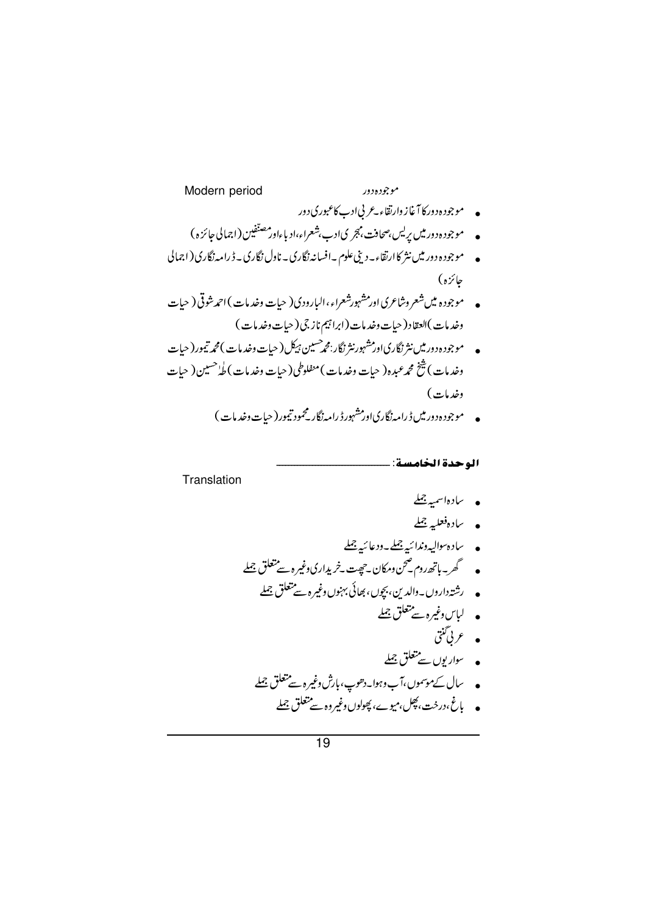## موجودہ دور Modern period

- موجودہ دور کا آغاز وارتقاء۔عربی ادب کا عبوری دور
- موجودہ دور میں پریس،صحافت،مجری ادب،شعراء،ادباء اور مصنّفین (اجمالی جائزہ)
- موجودہ دور میں نثر کا ارتقاء۔دینی علوم۔افسانہ نگاری۔ناول نگاری۔ڈرامہ نگاری (اجمالی جائزہ)
- موجودہ میں شعر وشاعری اور مشہور شعراء، البارودی (حیات وخدمات) احمد شوقی (حیات وخدمات) العقاد (حیات وخدمات) (ابراہیم ناز جی (حیات وخدمات)
- موجودہ دور میں نثر نگاری اور مشہور نثر نگار: محمد حسین ہیکل (حیات وخدمات) محمد تیمور (حیات وخدمات) شیخ محمد عبدہ (حیات وخدمات) منفلوطی (حیات وخدمات) طٰہٰ حسین (حیات وخدمات)
- موجودہ دور میں ڈرامہ نگاری اور مشہور ڈرامہ نگار محمود تیمور (حیات وخدمات)

## الوحدة الخامسة: ____________ Translation

- سادہ اسمیہ جملے
- سادہ فعلیہ جملے
- سادہ سوالیہ وندائیہ جملے۔ودعائیہ جملے
- گھر۔باتھ روم۔صحن ومکان۔چھت۔خریداری وغیرہ سے متعلق جملے
- رشتہ داروں۔والدین، بچوں، بھائی بہنوں وغیرہ سے متعلق جملے
- لباس وغیرہ سے متعلق جملے
- عربی گنتی
- سواریوں سے متعلق جملے
- سال کے موسموں، آب وہوا۔دھوپ، بارش وغیرہ سے متعلق جملے
- باغ، درخت، پھل، میوے، پھولوں وغیروہ سے متعلق جملے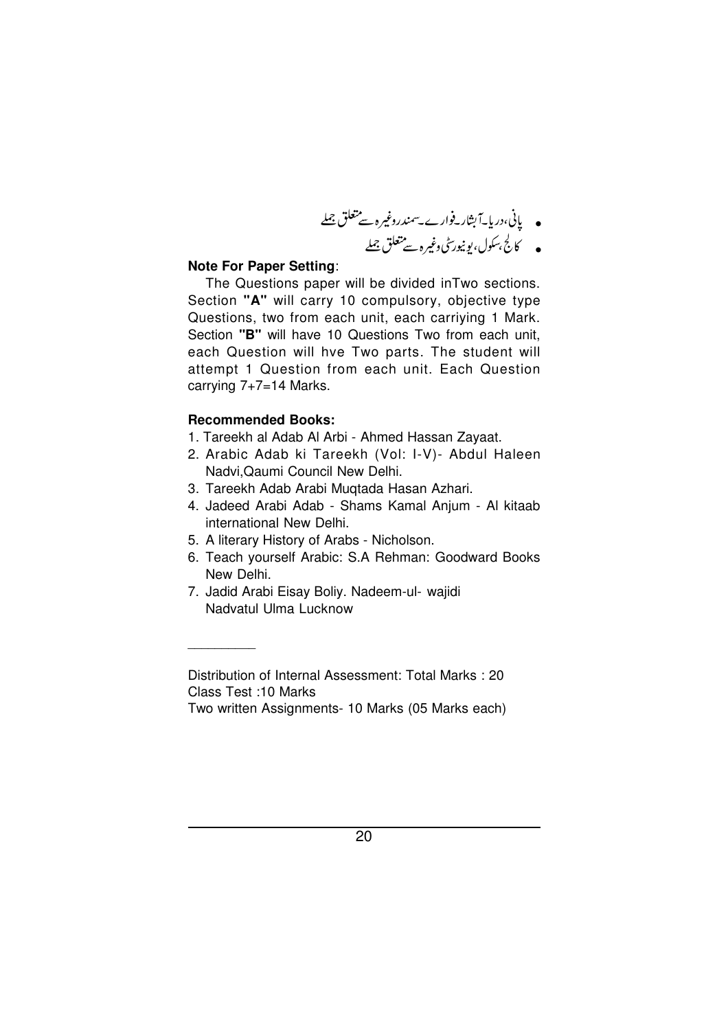- پانی، دریا۔آبشار۔فوارے۔سمندروغیرہ سے متعلق جملے
- کالج،سکول، یونیورسٹی وغیرہ سے متعلق جملے

**Note For Paper Setting**:

The Questions paper will be divided inTwo sections. Section **"A"** will carry 10 compulsory, objective type Questions, two from each unit, each carriying 1 Mark. Section **"B"** will have 10 Questions Two from each unit, each Question will hve Two parts. The student will attempt 1 Question from each unit. Each Question carrying 7+7=14 Marks.

**Recommended Books:**

1. Tareekh al Adab Al Arbi - Ahmed Hassan Zayaat.
2. Arabic Adab ki Tareekh (Vol: I-V)- Abdul Haleen Nadvi,Qaumi Council New Delhi.
3. Tareekh Adab Arabi Muqtada Hasan Azhari.
4. Jadeed Arabi Adab - Shams Kamal Anjum - Al kitaab international New Delhi.
5. A literary History of Arabs - Nicholson.
6. Teach yourself Arabic: S.A Rehman: Goodward Books New Delhi.
7. Jadid Arabi Eisay Boliy. Nadeem-ul- wajidi Nadvatul Ulma Lucknow

---

Distribution of Internal Assessment: Total Marks : 20
Class Test :10 Marks
Two written Assignments- 10 Marks (05 Marks each)